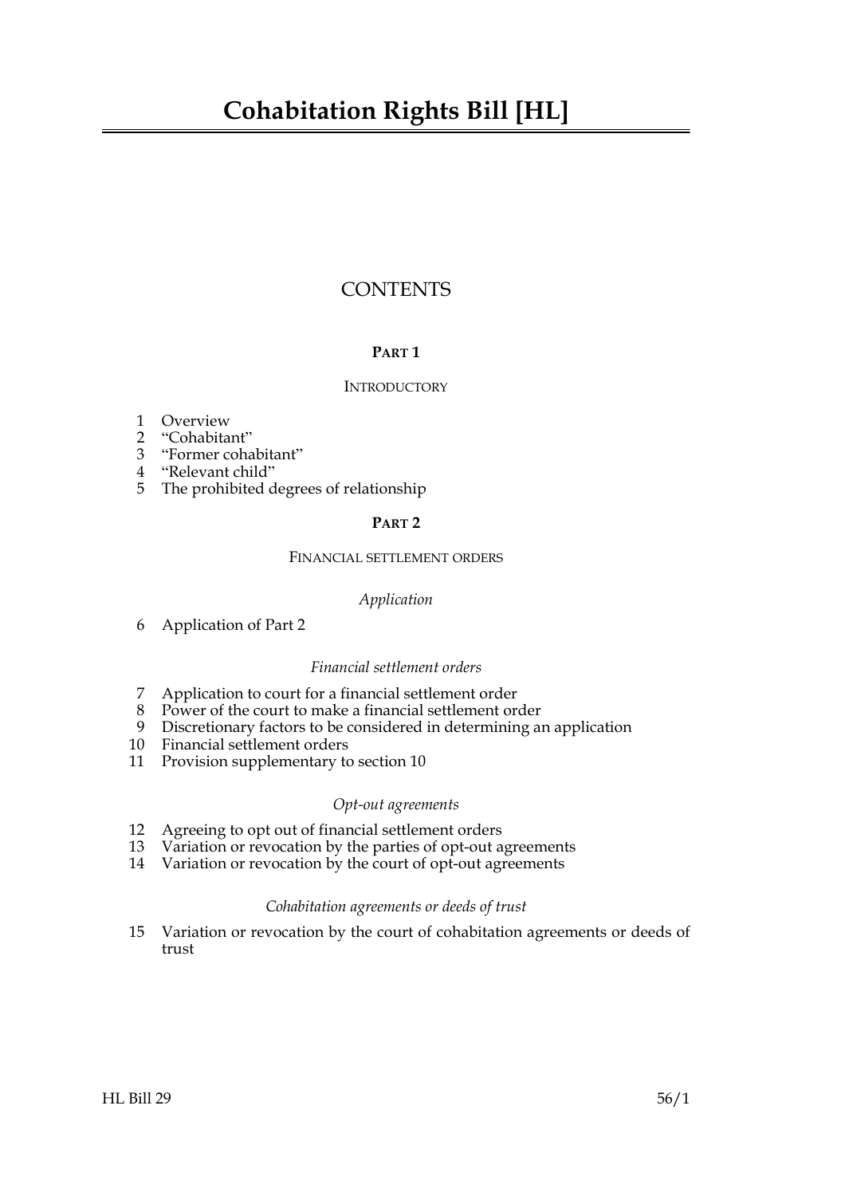# Cohabitation Rights Bill [HL]

## CONTENTS

### PART 1

#### INTRODUCTORY

1 Overview
2 "Cohabitant"
3 "Former cohabitant"
4 "Relevant child"
5 The prohibited degrees of relationship

### PART 2

#### FINANCIAL SETTLEMENT ORDERS

*Application*

6 Application of Part 2

*Financial settlement orders*

7 Application to court for a financial settlement order
8 Power of the court to make a financial settlement order
9 Discretionary factors to be considered in determining an application
10 Financial settlement orders
11 Provision supplementary to section 10

*Opt-out agreements*

12 Agreeing to opt out of financial settlement orders
13 Variation or revocation by the parties of opt-out agreements
14 Variation or revocation by the court of opt-out agreements

*Cohabitation agreements or deeds of trust*

15 Variation or revocation by the court of cohabitation agreements or deeds of trust

HL Bill 29 56/1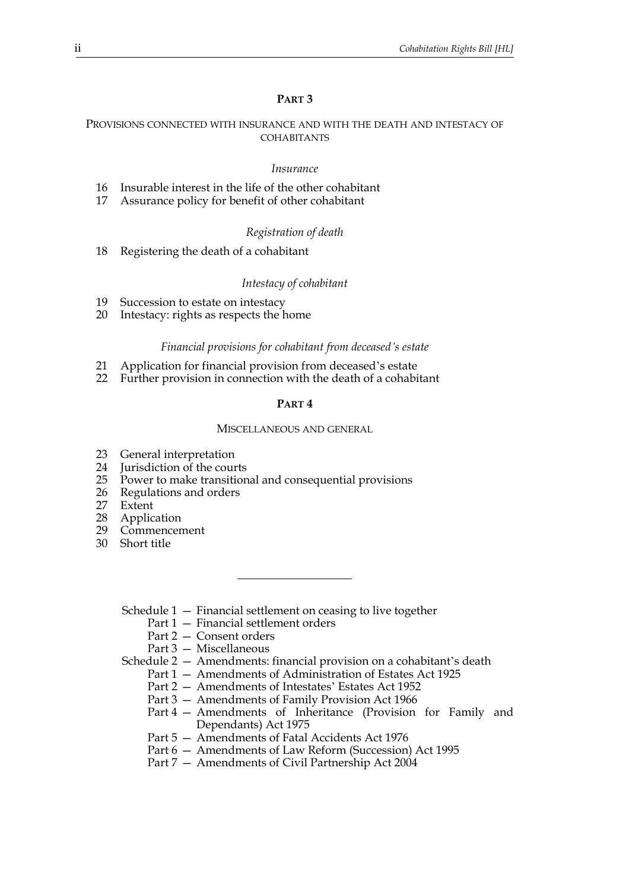## PART 3

PROVISIONS CONNECTED WITH INSURANCE AND WITH THE DEATH AND INTESTACY OF COHABITANTS

*Insurance*

16 Insurable interest in the life of the other cohabitant
17 Assurance policy for benefit of other cohabitant

*Registration of death*

18 Registering the death of a cohabitant

*Intestacy of cohabitant*

19 Succession to estate on intestacy
20 Intestacy: rights as respects the home

*Financial provisions for cohabitant from deceased's estate*

21 Application for financial provision from deceased's estate
22 Further provision in connection with the death of a cohabitant

## PART 4

MISCELLANEOUS AND GENERAL

23 General interpretation
24 Jurisdiction of the courts
25 Power to make transitional and consequential provisions
26 Regulations and orders
27 Extent
28 Application
29 Commencement
30 Short title

---

Schedule 1 — Financial settlement on ceasing to live together
  Part 1 — Financial settlement orders
  Part 2 — Consent orders
  Part 3 — Miscellaneous

Schedule 2 — Amendments: financial provision on a cohabitant's death
  Part 1 — Amendments of Administration of Estates Act 1925
  Part 2 — Amendments of Intestates' Estates Act 1952
  Part 3 — Amendments of Family Provision Act 1966
  Part 4 — Amendments of Inheritance (Provision for Family and Dependants) Act 1975
  Part 5 — Amendments of Fatal Accidents Act 1976
  Part 6 — Amendments of Law Reform (Succession) Act 1995
  Part 7 — Amendments of Civil Partnership Act 2004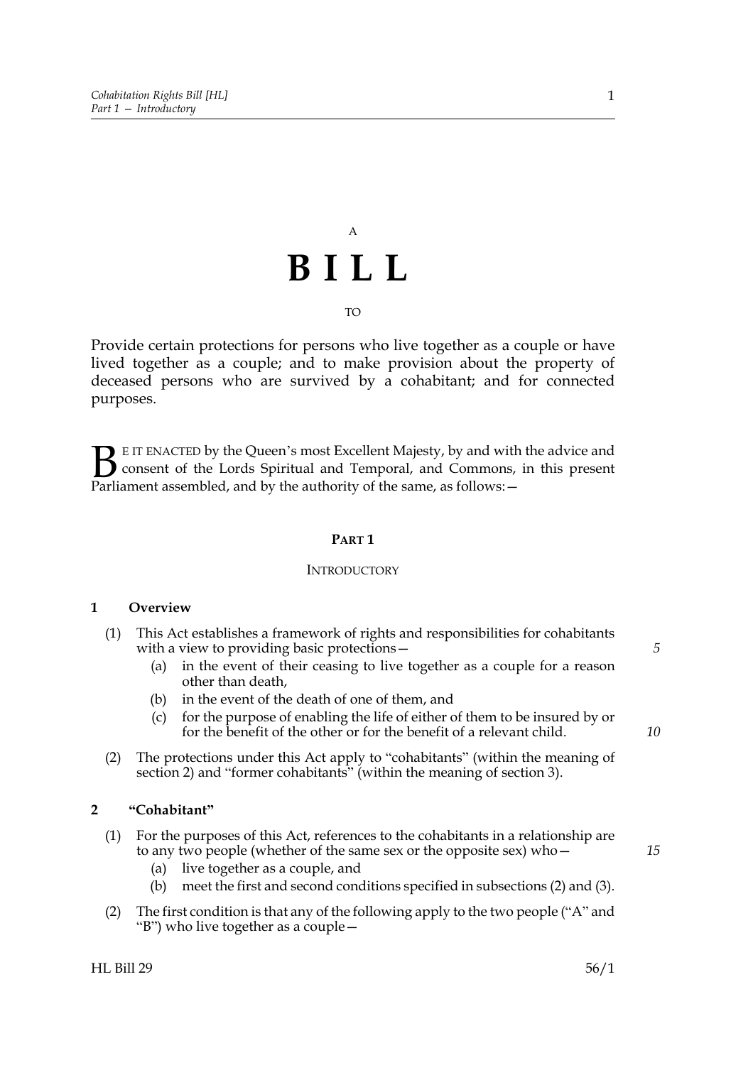A

# BILL

TO

Provide certain protections for persons who live together as a couple or have lived together as a couple; and to make provision about the property of deceased persons who are survived by a cohabitant; and for connected purposes.

BE IT ENACTED by the Queen's most Excellent Majesty, by and with the advice and consent of the Lords Spiritual and Temporal, and Commons, in this present Parliament assembled, and by the authority of the same, as follows:—

## PART 1

### INTRODUCTORY

**1 Overview**

(1) This Act establishes a framework of rights and responsibilities for cohabitants with a view to providing basic protections—

(a) in the event of their ceasing to live together as a couple for a reason other than death,

(b) in the event of the death of one of them, and

(c) for the purpose of enabling the life of either of them to be insured by or for the benefit of the other or for the benefit of a relevant child.

(2) The protections under this Act apply to "cohabitants" (within the meaning of section 2) and "former cohabitants" (within the meaning of section 3).

**2 "Cohabitant"**

(1) For the purposes of this Act, references to the cohabitants in a relationship are to any two people (whether of the same sex or the opposite sex) who—

(a) live together as a couple, and

(b) meet the first and second conditions specified in subsections (2) and (3).

(2) The first condition is that any of the following apply to the two people ("A" and "B") who live together as a couple—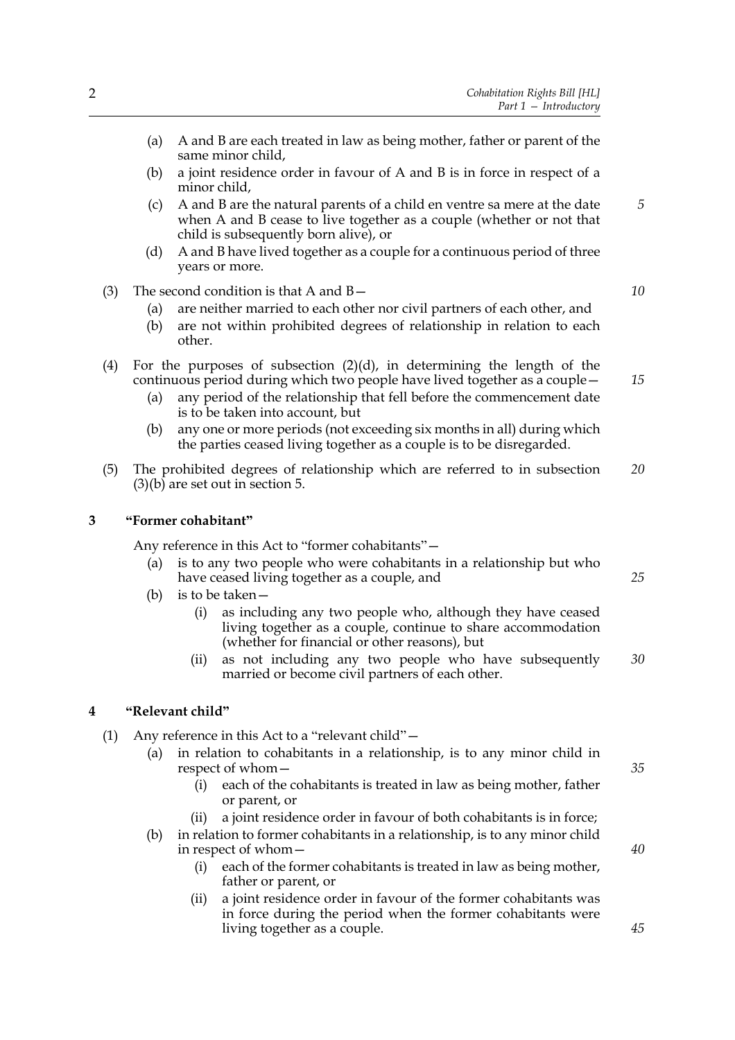(a) A and B are each treated in law as being mother, father or parent of the same minor child,

(b) a joint residence order in favour of A and B is in force in respect of a minor child,

(c) A and B are the natural parents of a child en ventre sa mere at the date when A and B cease to live together as a couple (whether or not that child is subsequently born alive), or

(d) A and B have lived together as a couple for a continuous period of three years or more.

(3) The second condition is that A and B—

(a) are neither married to each other nor civil partners of each other, and

(b) are not within prohibited degrees of relationship in relation to each other.

(4) For the purposes of subsection (2)(d), in determining the length of the continuous period during which two people have lived together as a couple—

(a) any period of the relationship that fell before the commencement date is to be taken into account, but

(b) any one or more periods (not exceeding six months in all) during which the parties ceased living together as a couple is to be disregarded.

(5) The prohibited degrees of relationship which are referred to in subsection (3)(b) are set out in section 5.

## 3 "Former cohabitant"

Any reference in this Act to "former cohabitants"—

(a) is to any two people who were cohabitants in a relationship but who have ceased living together as a couple, and

(b) is to be taken—

(i) as including any two people who, although they have ceased living together as a couple, continue to share accommodation (whether for financial or other reasons), but

(ii) as not including any two people who have subsequently married or become civil partners of each other.

## 4 "Relevant child"

(1) Any reference in this Act to a "relevant child"—

(a) in relation to cohabitants in a relationship, is to any minor child in respect of whom—

(i) each of the cohabitants is treated in law as being mother, father or parent, or

(ii) a joint residence order in favour of both cohabitants is in force;

(b) in relation to former cohabitants in a relationship, is to any minor child in respect of whom—

(i) each of the former cohabitants is treated in law as being mother, father or parent, or

(ii) a joint residence order in favour of the former cohabitants was in force during the period when the former cohabitants were living together as a couple.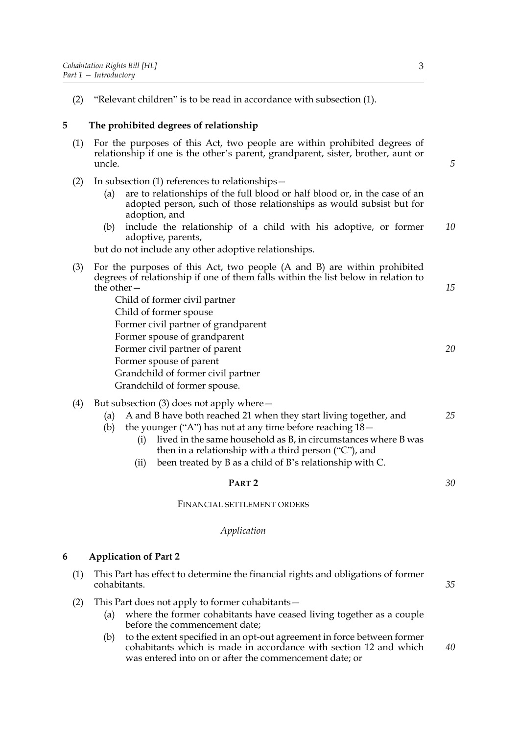(2) "Relevant children" is to be read in accordance with subsection (1).

## 5 The prohibited degrees of relationship

(1) For the purposes of this Act, two people are within prohibited degrees of relationship if one is the other's parent, grandparent, sister, brother, aunt or uncle.

(2) In subsection (1) references to relationships—

- (a) are to relationships of the full blood or half blood or, in the case of an adopted person, such of those relationships as would subsist but for adoption, and
- (b) include the relationship of a child with his adoptive, or former adoptive, parents,

but do not include any other adoptive relationships.

(3) For the purposes of this Act, two people (A and B) are within prohibited degrees of relationship if one of them falls within the list below in relation to the other—

Child of former civil partner
Child of former spouse
Former civil partner of grandparent
Former spouse of grandparent
Former civil partner of parent
Former spouse of parent
Grandchild of former civil partner
Grandchild of former spouse.

(4) But subsection (3) does not apply where—

- (a) A and B have both reached 21 when they start living together, and
- (b) the younger ("A") has not at any time before reaching 18—
  - (i) lived in the same household as B, in circumstances where B was then in a relationship with a third person ("C"), and
  - (ii) been treated by B as a child of B's relationship with C.

# PART 2

## FINANCIAL SETTLEMENT ORDERS

*Application*

## 6 Application of Part 2

(1) This Part has effect to determine the financial rights and obligations of former cohabitants.

(2) This Part does not apply to former cohabitants—

- (a) where the former cohabitants have ceased living together as a couple before the commencement date;
- (b) to the extent specified in an opt-out agreement in force between former cohabitants which is made in accordance with section 12 and which was entered into on or after the commencement date; or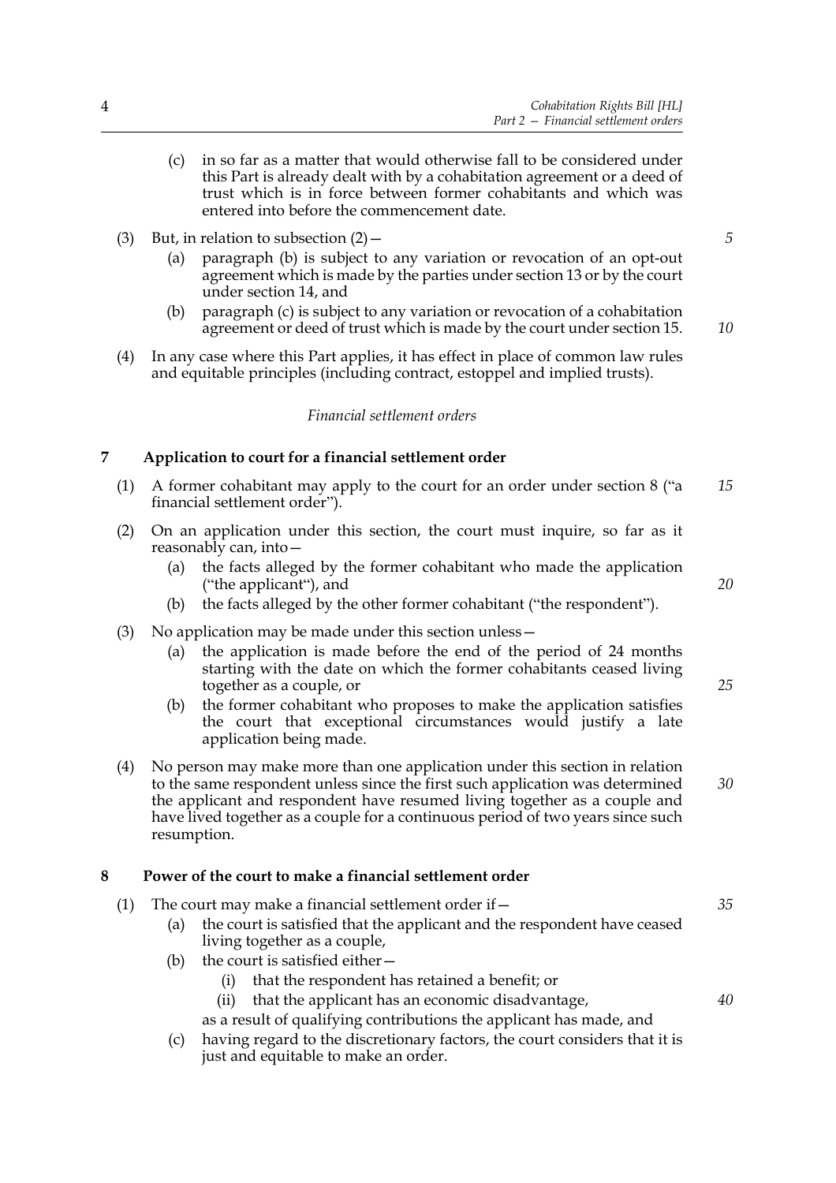(c) in so far as a matter that would otherwise fall to be considered under this Part is already dealt with by a cohabitation agreement or a deed of trust which is in force between former cohabitants and which was entered into before the commencement date.

(3) But, in relation to subsection (2)—

(a) paragraph (b) is subject to any variation or revocation of an opt-out agreement which is made by the parties under section 13 or by the court under section 14, and

(b) paragraph (c) is subject to any variation or revocation of a cohabitation agreement or deed of trust which is made by the court under section 15.

(4) In any case where this Part applies, it has effect in place of common law rules and equitable principles (including contract, estoppel and implied trusts).

*Financial settlement orders*

## 7 Application to court for a financial settlement order

(1) A former cohabitant may apply to the court for an order under section 8 ("a financial settlement order").

(2) On an application under this section, the court must inquire, so far as it reasonably can, into—

(a) the facts alleged by the former cohabitant who made the application ("the applicant"), and

(b) the facts alleged by the other former cohabitant ("the respondent").

(3) No application may be made under this section unless—

(a) the application is made before the end of the period of 24 months starting with the date on which the former cohabitants ceased living together as a couple, or

(b) the former cohabitant who proposes to make the application satisfies the court that exceptional circumstances would justify a late application being made.

(4) No person may make more than one application under this section in relation to the same respondent unless since the first such application was determined the applicant and respondent have resumed living together as a couple and have lived together as a couple for a continuous period of two years since such resumption.

## 8 Power of the court to make a financial settlement order

(1) The court may make a financial settlement order if—

(a) the court is satisfied that the applicant and the respondent have ceased living together as a couple,

(b) the court is satisfied either—

(i) that the respondent has retained a benefit; or

(ii) that the applicant has an economic disadvantage,

as a result of qualifying contributions the applicant has made, and

(c) having regard to the discretionary factors, the court considers that it is just and equitable to make an order.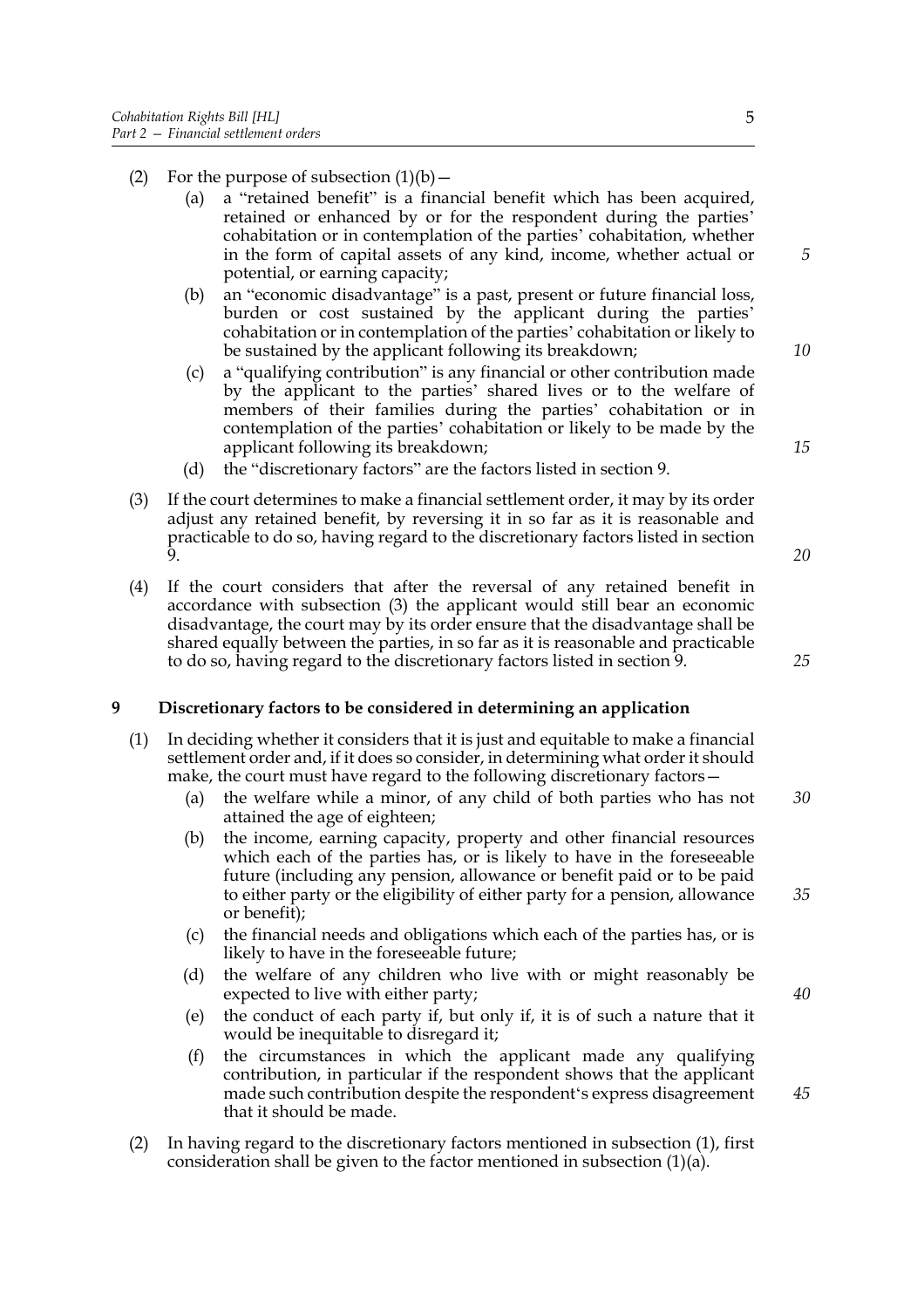(2) For the purpose of subsection (1)(b)—

   (a) a "retained benefit" is a financial benefit which has been acquired, retained or enhanced by or for the respondent during the parties' cohabitation or in contemplation of the parties' cohabitation, whether in the form of capital assets of any kind, income, whether actual or potential, or earning capacity;

   (b) an "economic disadvantage" is a past, present or future financial loss, burden or cost sustained by the applicant during the parties' cohabitation or in contemplation of the parties' cohabitation or likely to be sustained by the applicant following its breakdown;

   (c) a "qualifying contribution" is any financial or other contribution made by the applicant to the parties' shared lives or to the welfare of members of their families during the parties' cohabitation or in contemplation of the parties' cohabitation or likely to be made by the applicant following its breakdown;

   (d) the "discretionary factors" are the factors listed in section 9.

(3) If the court determines to make a financial settlement order, it may by its order adjust any retained benefit, by reversing it in so far as it is reasonable and practicable to do so, having regard to the discretionary factors listed in section 9.

(4) If the court considers that after the reversal of any retained benefit in accordance with subsection (3) the applicant would still bear an economic disadvantage, the court may by its order ensure that the disadvantage shall be shared equally between the parties, in so far as it is reasonable and practicable to do so, having regard to the discretionary factors listed in section 9.

## 9 Discretionary factors to be considered in determining an application

(1) In deciding whether it considers that it is just and equitable to make a financial settlement order and, if it does so consider, in determining what order it should make, the court must have regard to the following discretionary factors—

   (a) the welfare while a minor, of any child of both parties who has not attained the age of eighteen;

   (b) the income, earning capacity, property and other financial resources which each of the parties has, or is likely to have in the foreseeable future (including any pension, allowance or benefit paid or to be paid to either party or the eligibility of either party for a pension, allowance or benefit);

   (c) the financial needs and obligations which each of the parties has, or is likely to have in the foreseeable future;

   (d) the welfare of any children who live with or might reasonably be expected to live with either party;

   (e) the conduct of each party if, but only if, it is of such a nature that it would be inequitable to disregard it;

   (f) the circumstances in which the applicant made any qualifying contribution, in particular if the respondent shows that the applicant made such contribution despite the respondent's express disagreement that it should be made.

(2) In having regard to the discretionary factors mentioned in subsection (1), first consideration shall be given to the factor mentioned in subsection (1)(a).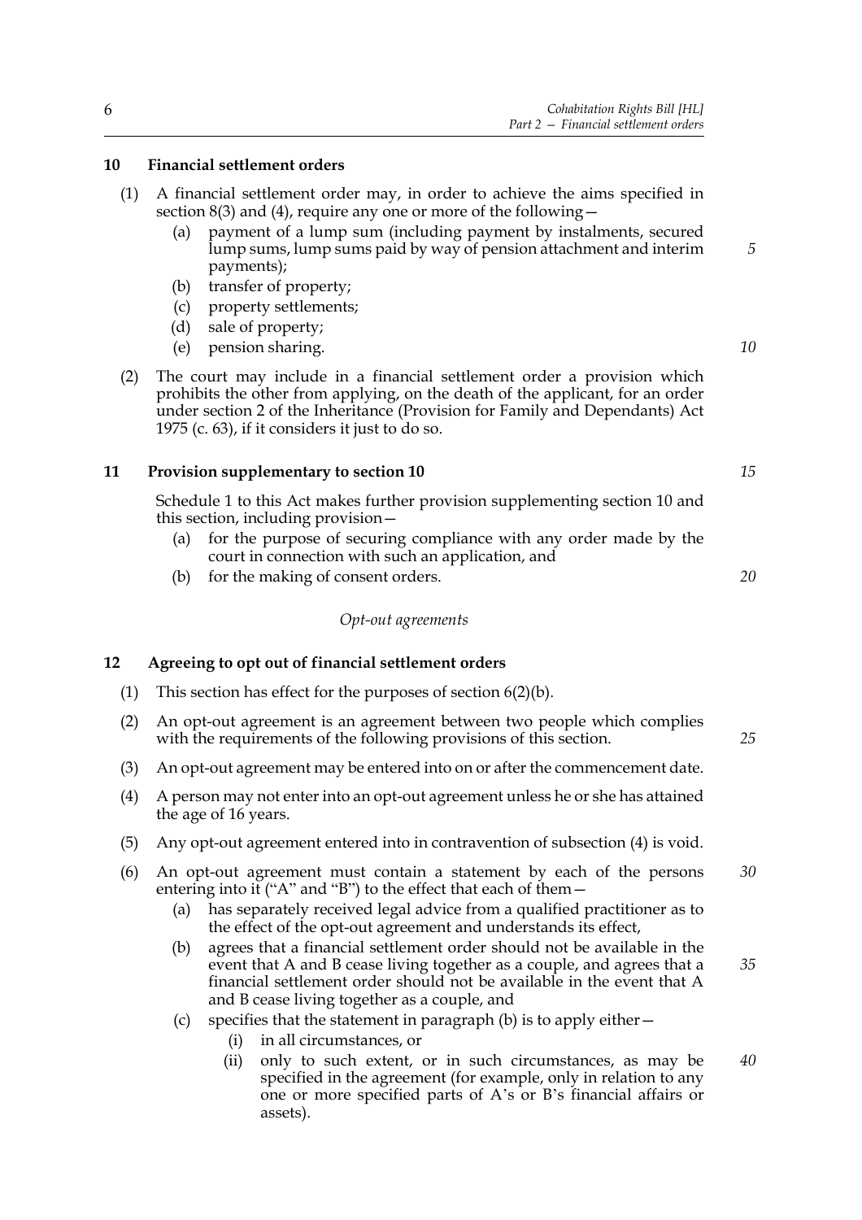## 10 Financial settlement orders

(1) A financial settlement order may, in order to achieve the aims specified in section 8(3) and (4), require any one or more of the following—

- (a) payment of a lump sum (including payment by instalments, secured lump sums, lump sums paid by way of pension attachment and interim payments);
- (b) transfer of property;
- (c) property settlements;
- (d) sale of property;
- (e) pension sharing.

(2) The court may include in a financial settlement order a provision which prohibits the other from applying, on the death of the applicant, for an order under section 2 of the Inheritance (Provision for Family and Dependants) Act 1975 (c. 63), if it considers it just to do so.

## 11 Provision supplementary to section 10

Schedule 1 to this Act makes further provision supplementing section 10 and this section, including provision—

- (a) for the purpose of securing compliance with any order made by the court in connection with such an application, and
- (b) for the making of consent orders.

*Opt-out agreements*

## 12 Agreeing to opt out of financial settlement orders

(1) This section has effect for the purposes of section 6(2)(b).

(2) An opt-out agreement is an agreement between two people which complies with the requirements of the following provisions of this section.

(3) An opt-out agreement may be entered into on or after the commencement date.

(4) A person may not enter into an opt-out agreement unless he or she has attained the age of 16 years.

(5) Any opt-out agreement entered into in contravention of subsection (4) is void.

(6) An opt-out agreement must contain a statement by each of the persons entering into it ("A" and "B") to the effect that each of them—

- (a) has separately received legal advice from a qualified practitioner as to the effect of the opt-out agreement and understands its effect,
- (b) agrees that a financial settlement order should not be available in the event that A and B cease living together as a couple, and agrees that a financial settlement order should not be available in the event that A and B cease living together as a couple, and
- (c) specifies that the statement in paragraph (b) is to apply either—
  - (i) in all circumstances, or
  - (ii) only to such extent, or in such circumstances, as may be specified in the agreement (for example, only in relation to any one or more specified parts of A's or B's financial affairs or assets).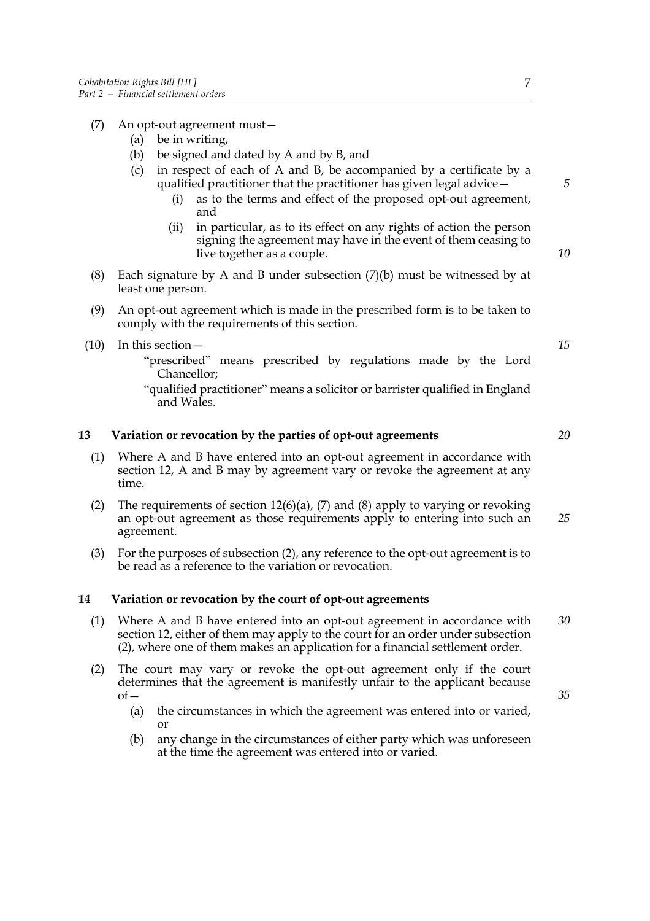(7) An opt-out agreement must—

  (a) be in writing,

  (b) be signed and dated by A and by B, and

  (c) in respect of each of A and B, be accompanied by a certificate by a qualified practitioner that the practitioner has given legal advice—

    (i) as to the terms and effect of the proposed opt-out agreement, and

    (ii) in particular, as to its effect on any rights of action the person signing the agreement may have in the event of them ceasing to live together as a couple.

(8) Each signature by A and B under subsection (7)(b) must be witnessed by at least one person.

(9) An opt-out agreement which is made in the prescribed form is to be taken to comply with the requirements of this section.

(10) In this section—

  "prescribed" means prescribed by regulations made by the Lord Chancellor;

  "qualified practitioner" means a solicitor or barrister qualified in England and Wales.

### 13 Variation or revocation by the parties of opt-out agreements

(1) Where A and B have entered into an opt-out agreement in accordance with section 12, A and B may by agreement vary or revoke the agreement at any time.

(2) The requirements of section 12(6)(a), (7) and (8) apply to varying or revoking an opt-out agreement as those requirements apply to entering into such an agreement.

(3) For the purposes of subsection (2), any reference to the opt-out agreement is to be read as a reference to the variation or revocation.

### 14 Variation or revocation by the court of opt-out agreements

(1) Where A and B have entered into an opt-out agreement in accordance with section 12, either of them may apply to the court for an order under subsection (2), where one of them makes an application for a financial settlement order.

(2) The court may vary or revoke the opt-out agreement only if the court determines that the agreement is manifestly unfair to the applicant because of—

  (a) the circumstances in which the agreement was entered into or varied, or

  (b) any change in the circumstances of either party which was unforeseen at the time the agreement was entered into or varied.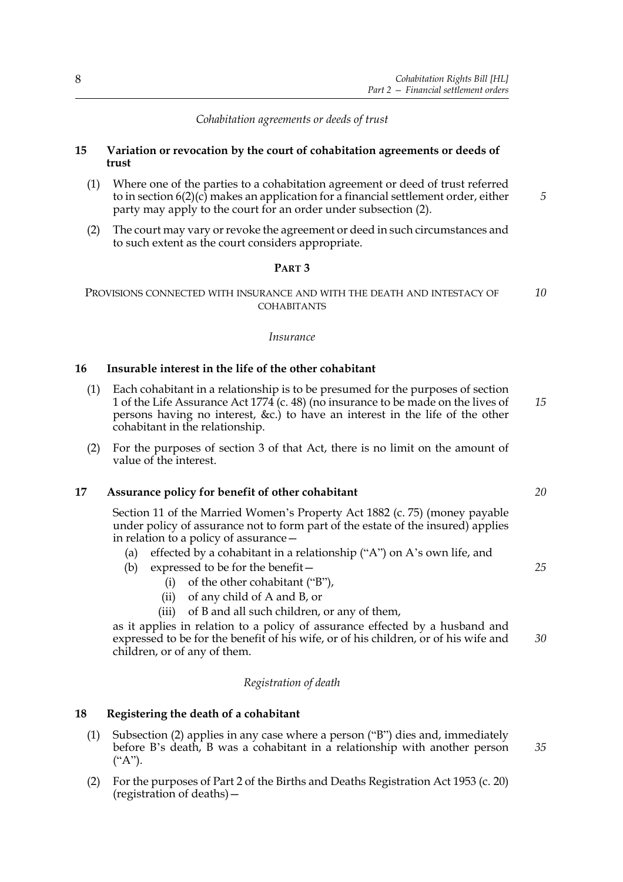*Cohabitation agreements or deeds of trust*

**15 Variation or revocation by the court of cohabitation agreements or deeds of trust**

(1) Where one of the parties to a cohabitation agreement or deed of trust referred to in section 6(2)(c) makes an application for a financial settlement order, either party may apply to the court for an order under subsection (2).

(2) The court may vary or revoke the agreement or deed in such circumstances and to such extent as the court considers appropriate.

## PART 3

### PROVISIONS CONNECTED WITH INSURANCE AND WITH THE DEATH AND INTESTACY OF COHABITANTS

*Insurance*

**16 Insurable interest in the life of the other cohabitant**

(1) Each cohabitant in a relationship is to be presumed for the purposes of section 1 of the Life Assurance Act 1774 (c. 48) (no insurance to be made on the lives of persons having no interest, &c.) to have an interest in the life of the other cohabitant in the relationship.

(2) For the purposes of section 3 of that Act, there is no limit on the amount of value of the interest.

**17 Assurance policy for benefit of other cohabitant**

Section 11 of the Married Women's Property Act 1882 (c. 75) (money payable under policy of assurance not to form part of the estate of the insured) applies in relation to a policy of assurance—

(a) effected by a cohabitant in a relationship ("A") on A's own life, and

(b) expressed to be for the benefit—

 (i) of the other cohabitant ("B"),

 (ii) of any child of A and B, or

 (iii) of B and all such children, or any of them,

as it applies in relation to a policy of assurance effected by a husband and expressed to be for the benefit of his wife, or of his children, or of his wife and children, or of any of them.

*Registration of death*

**18 Registering the death of a cohabitant**

(1) Subsection (2) applies in any case where a person ("B") dies and, immediately before B's death, B was a cohabitant in a relationship with another person ("A").

(2) For the purposes of Part 2 of the Births and Deaths Registration Act 1953 (c. 20) (registration of deaths)—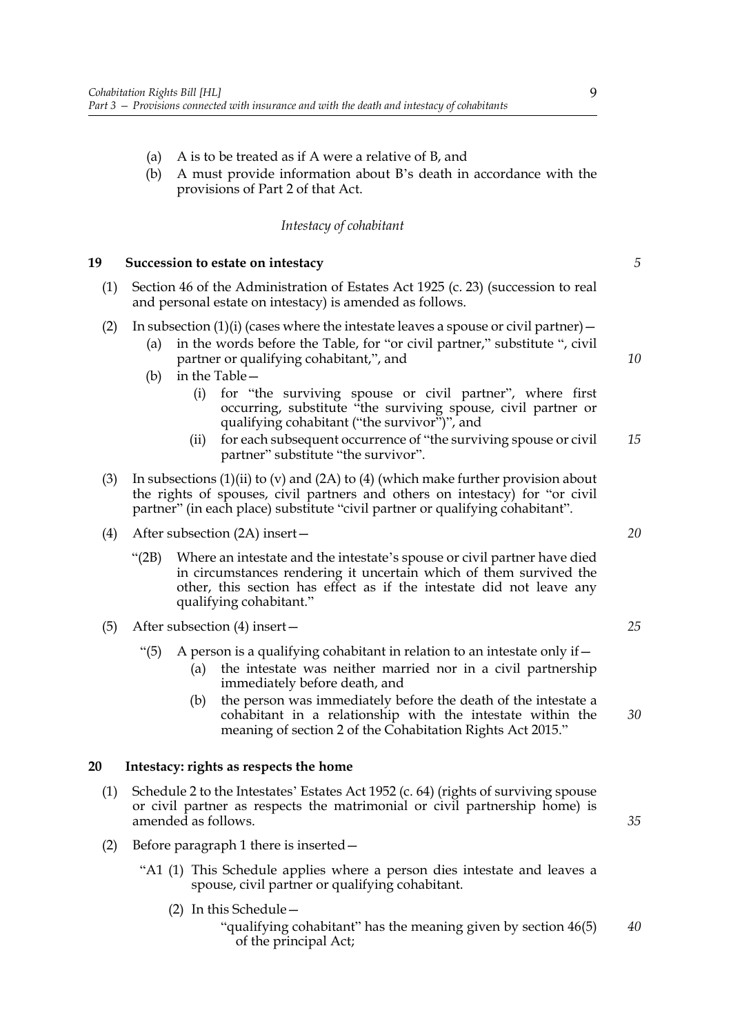(a) A is to be treated as if A were a relative of B, and

(b) A must provide information about B's death in accordance with the provisions of Part 2 of that Act.

*Intestacy of cohabitant*

### 19 Succession to estate on intestacy

(1) Section 46 of the Administration of Estates Act 1925 (c. 23) (succession to real and personal estate on intestacy) is amended as follows.

(2) In subsection (1)(i) (cases where the intestate leaves a spouse or civil partner)—

(a) in the words before the Table, for "or civil partner," substitute ", civil partner or qualifying cohabitant,", and

(b) in the Table—

(i) for "the surviving spouse or civil partner", where first occurring, substitute "the surviving spouse, civil partner or qualifying cohabitant ("the survivor")", and

(ii) for each subsequent occurrence of "the surviving spouse or civil partner" substitute "the survivor".

(3) In subsections (1)(ii) to (v) and (2A) to (4) (which make further provision about the rights of spouses, civil partners and others on intestacy) for "or civil partner" (in each place) substitute "civil partner or qualifying cohabitant".

(4) After subsection (2A) insert—

"(2B) Where an intestate and the intestate's spouse or civil partner have died in circumstances rendering it uncertain which of them survived the other, this section has effect as if the intestate did not leave any qualifying cohabitant."

(5) After subsection (4) insert—

"(5) A person is a qualifying cohabitant in relation to an intestate only if—

(a) the intestate was neither married nor in a civil partnership immediately before death, and

(b) the person was immediately before the death of the intestate a cohabitant in a relationship with the intestate within the meaning of section 2 of the Cohabitation Rights Act 2015."

### 20 Intestacy: rights as respects the home

(1) Schedule 2 to the Intestates' Estates Act 1952 (c. 64) (rights of surviving spouse or civil partner as respects the matrimonial or civil partnership home) is amended as follows.

(2) Before paragraph 1 there is inserted—

"A1 (1) This Schedule applies where a person dies intestate and leaves a spouse, civil partner or qualifying cohabitant.

(2) In this Schedule—

"qualifying cohabitant" has the meaning given by section 46(5) of the principal Act;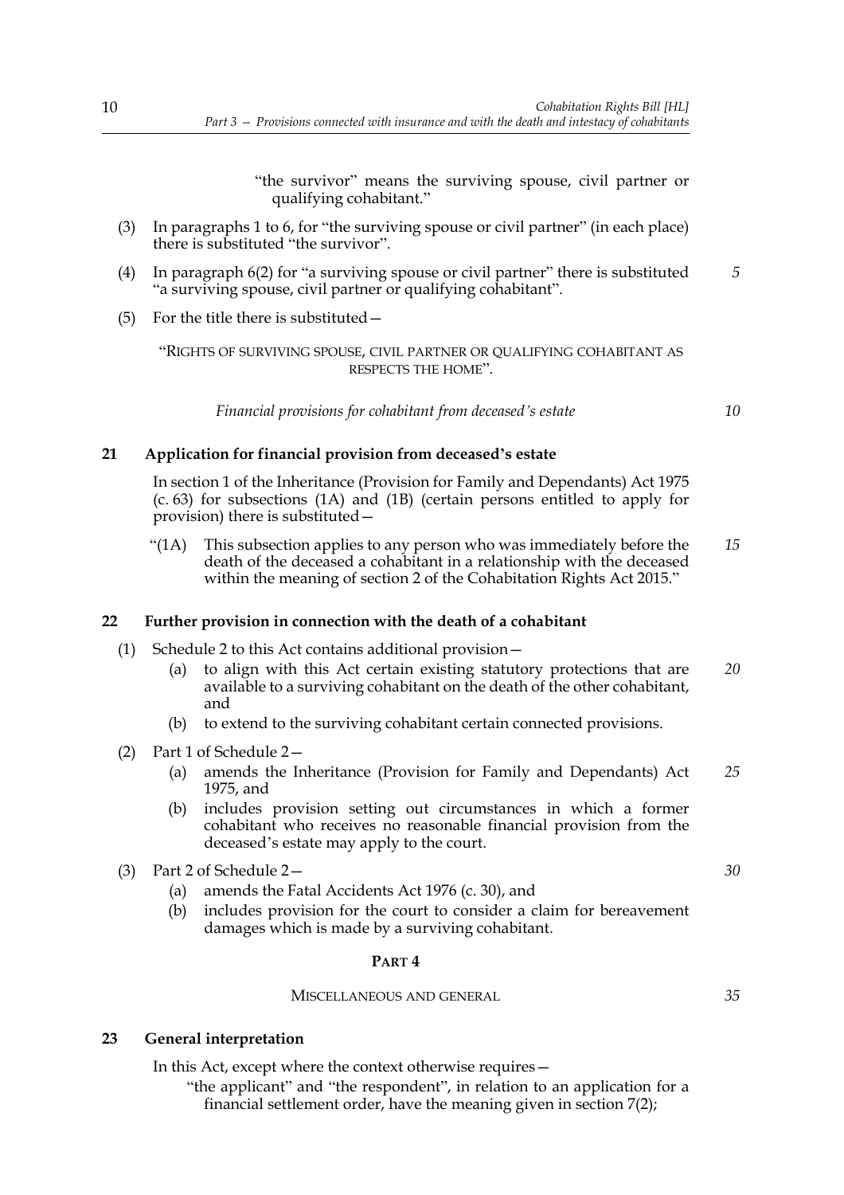"the survivor" means the surviving spouse, civil partner or qualifying cohabitant."

(3) In paragraphs 1 to 6, for "the surviving spouse or civil partner" (in each place) there is substituted "the survivor".

(4) In paragraph 6(2) for "a surviving spouse or civil partner" there is substituted "a surviving spouse, civil partner or qualifying cohabitant".

(5) For the title there is substituted—

"RIGHTS OF SURVIVING SPOUSE, CIVIL PARTNER OR QUALIFYING COHABITANT AS RESPECTS THE HOME".

*Financial provisions for cohabitant from deceased's estate*

### 21 Application for financial provision from deceased's estate

In section 1 of the Inheritance (Provision for Family and Dependants) Act 1975 (c. 63) for subsections (1A) and (1B) (certain persons entitled to apply for provision) there is substituted—

"(1A) This subsection applies to any person who was immediately before the death of the deceased a cohabitant in a relationship with the deceased within the meaning of section 2 of the Cohabitation Rights Act 2015."

### 22 Further provision in connection with the death of a cohabitant

(1) Schedule 2 to this Act contains additional provision—

(a) to align with this Act certain existing statutory protections that are available to a surviving cohabitant on the death of the other cohabitant, and

(b) to extend to the surviving cohabitant certain connected provisions.

(2) Part 1 of Schedule 2—

(a) amends the Inheritance (Provision for Family and Dependants) Act 1975, and

(b) includes provision setting out circumstances in which a former cohabitant who receives no reasonable financial provision from the deceased's estate may apply to the court.

(3) Part 2 of Schedule 2—

(a) amends the Fatal Accidents Act 1976 (c. 30), and

(b) includes provision for the court to consider a claim for bereavement damages which is made by a surviving cohabitant.

## PART 4

MISCELLANEOUS AND GENERAL

### 23 General interpretation

In this Act, except where the context otherwise requires—

"the applicant" and "the respondent", in relation to an application for a financial settlement order, have the meaning given in section 7(2);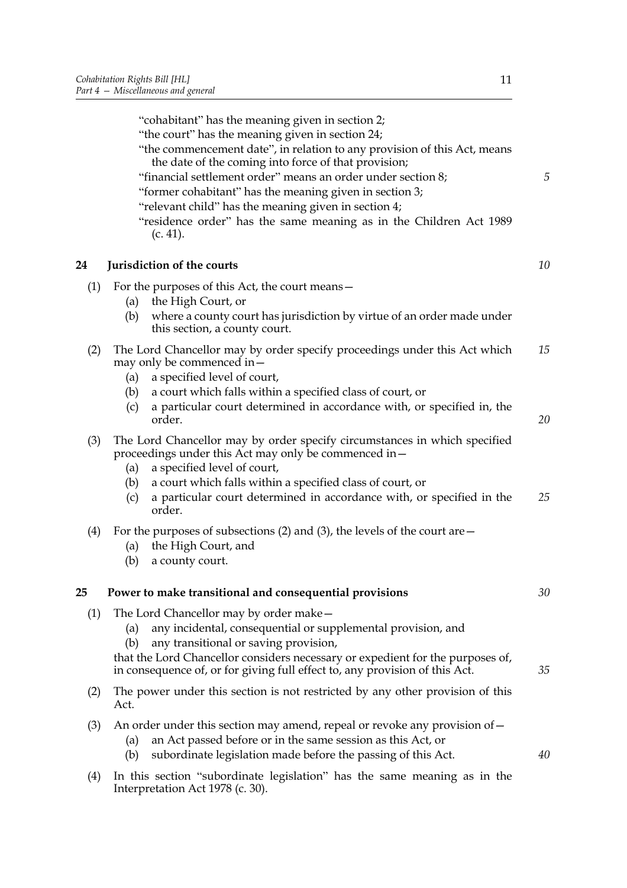"cohabitant" has the meaning given in section 2;

"the court" has the meaning given in section 24;

"the commencement date", in relation to any provision of this Act, means the date of the coming into force of that provision;

"financial settlement order" means an order under section 8;

"former cohabitant" has the meaning given in section 3;

"relevant child" has the meaning given in section 4;

"residence order" has the same meaning as in the Children Act 1989 (c. 41).

## 24 Jurisdiction of the courts

(1) For the purposes of this Act, the court means—

- (a) the High Court, or
- (b) where a county court has jurisdiction by virtue of an order made under this section, a county court.

(2) The Lord Chancellor may by order specify proceedings under this Act which may only be commenced in—

- (a) a specified level of court,
- (b) a court which falls within a specified class of court, or
- (c) a particular court determined in accordance with, or specified in, the order.

(3) The Lord Chancellor may by order specify circumstances in which specified proceedings under this Act may only be commenced in—

- (a) a specified level of court,
- (b) a court which falls within a specified class of court, or
- (c) a particular court determined in accordance with, or specified in the order.

(4) For the purposes of subsections (2) and (3), the levels of the court are—

- (a) the High Court, and
- (b) a county court.

## 25 Power to make transitional and consequential provisions

(1) The Lord Chancellor may by order make—

- (a) any incidental, consequential or supplemental provision, and
- (b) any transitional or saving provision,

that the Lord Chancellor considers necessary or expedient for the purposes of, in consequence of, or for giving full effect to, any provision of this Act.

(2) The power under this section is not restricted by any other provision of this Act.

(3) An order under this section may amend, repeal or revoke any provision of—

- (a) an Act passed before or in the same session as this Act, or
- (b) subordinate legislation made before the passing of this Act.

(4) In this section "subordinate legislation" has the same meaning as in the Interpretation Act 1978 (c. 30).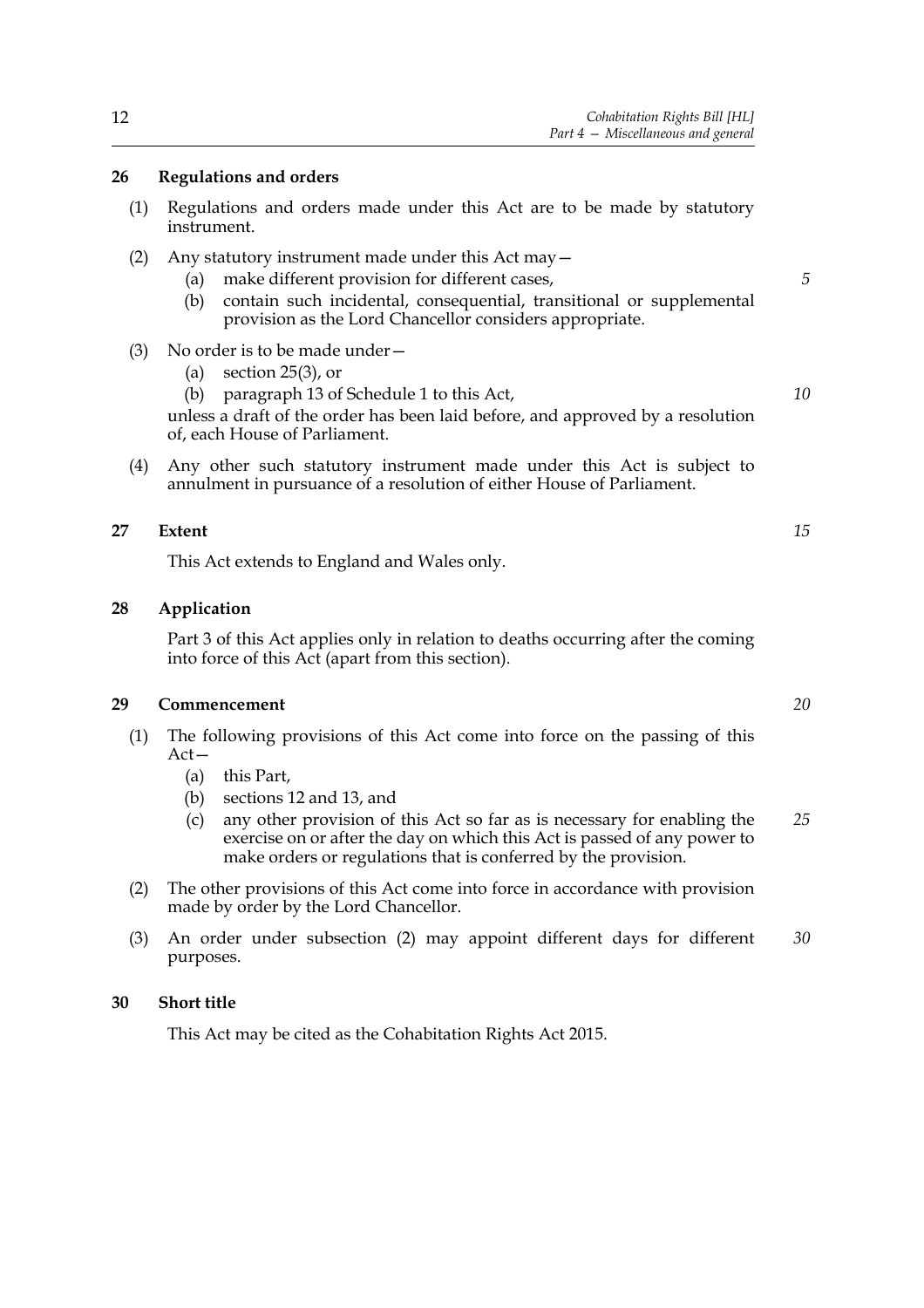## 26 Regulations and orders

(1) Regulations and orders made under this Act are to be made by statutory instrument.

(2) Any statutory instrument made under this Act may—

- (a) make different provision for different cases,
- (b) contain such incidental, consequential, transitional or supplemental provision as the Lord Chancellor considers appropriate.

(3) No order is to be made under—

- (a) section 25(3), or
- (b) paragraph 13 of Schedule 1 to this Act,

unless a draft of the order has been laid before, and approved by a resolution of, each House of Parliament.

(4) Any other such statutory instrument made under this Act is subject to annulment in pursuance of a resolution of either House of Parliament.

## 27 Extent

This Act extends to England and Wales only.

## 28 Application

Part 3 of this Act applies only in relation to deaths occurring after the coming into force of this Act (apart from this section).

## 29 Commencement

(1) The following provisions of this Act come into force on the passing of this Act—

- (a) this Part,
- (b) sections 12 and 13, and
- (c) any other provision of this Act so far as is necessary for enabling the exercise on or after the day on which this Act is passed of any power to make orders or regulations that is conferred by the provision.

(2) The other provisions of this Act come into force in accordance with provision made by order by the Lord Chancellor.

(3) An order under subsection (2) may appoint different days for different purposes.

## 30 Short title

This Act may be cited as the Cohabitation Rights Act 2015.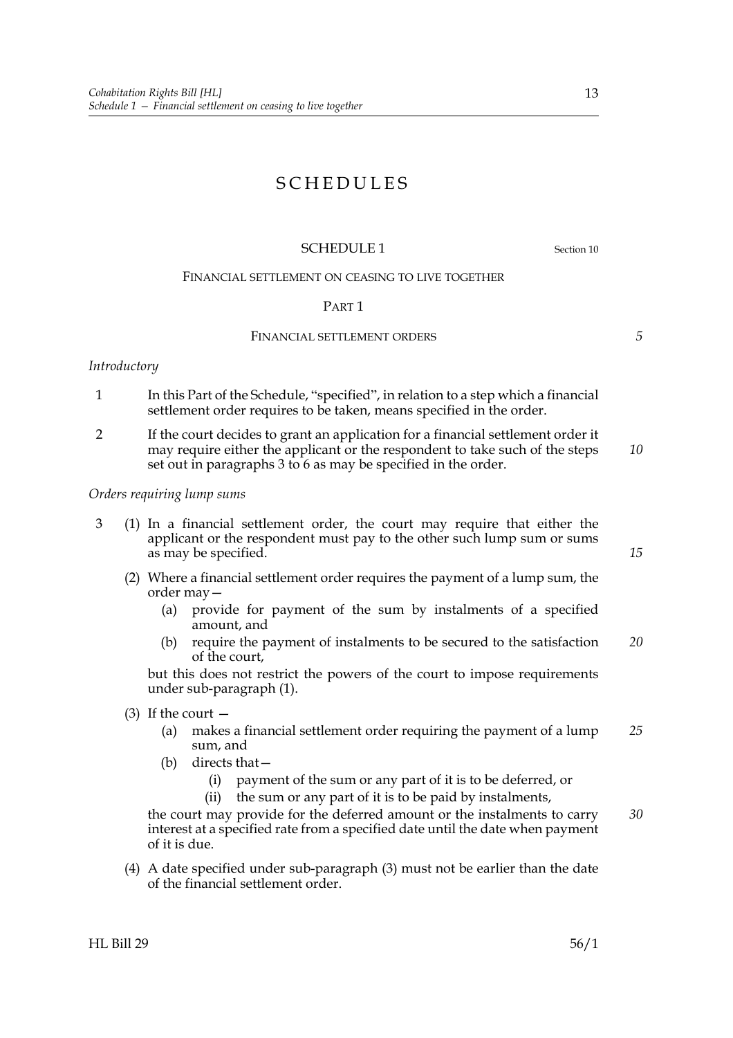# SCHEDULES

## SCHEDULE 1

Section 10

FINANCIAL SETTLEMENT ON CEASING TO LIVE TOGETHER

PART 1

FINANCIAL SETTLEMENT ORDERS

*Introductory*

1 In this Part of the Schedule, "specified", in relation to a step which a financial settlement order requires to be taken, means specified in the order.

2 If the court decides to grant an application for a financial settlement order it may require either the applicant or the respondent to take such of the steps set out in paragraphs 3 to 6 as may be specified in the order.

*Orders requiring lump sums*

3 (1) In a financial settlement order, the court may require that either the applicant or the respondent must pay to the other such lump sum or sums as may be specified.

(2) Where a financial settlement order requires the payment of a lump sum, the order may—

(a) provide for payment of the sum by instalments of a specified amount, and

(b) require the payment of instalments to be secured to the satisfaction of the court,

but this does not restrict the powers of the court to impose requirements under sub-paragraph (1).

(3) If the court —

(a) makes a financial settlement order requiring the payment of a lump sum, and

(b) directs that—

(i) payment of the sum or any part of it is to be deferred, or

(ii) the sum or any part of it is to be paid by instalments,

the court may provide for the deferred amount or the instalments to carry interest at a specified rate from a specified date until the date when payment of it is due.

(4) A date specified under sub-paragraph (3) must not be earlier than the date of the financial settlement order.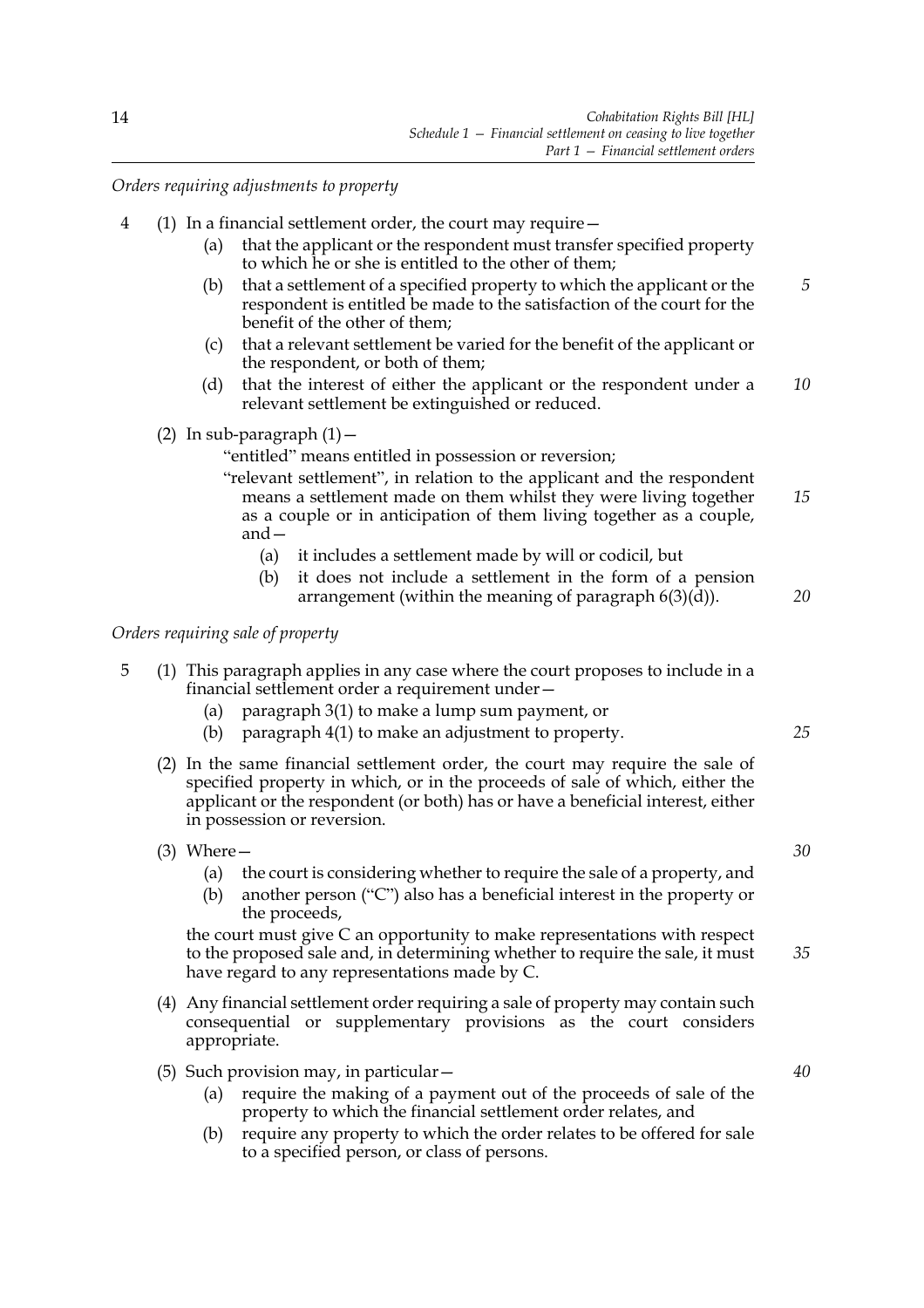*Orders requiring adjustments to property*

4 (1) In a financial settlement order, the court may require—

   (a) that the applicant or the respondent must transfer specified property to which he or she is entitled to the other of them;

   (b) that a settlement of a specified property to which the applicant or the respondent is entitled be made to the satisfaction of the court for the benefit of the other of them;

   (c) that a relevant settlement be varied for the benefit of the applicant or the respondent, or both of them;

   (d) that the interest of either the applicant or the respondent under a relevant settlement be extinguished or reduced.

(2) In sub-paragraph (1)—

"entitled" means entitled in possession or reversion;

"relevant settlement", in relation to the applicant and the respondent means a settlement made on them whilst they were living together as a couple or in anticipation of them living together as a couple, and—

   (a) it includes a settlement made by will or codicil, but

   (b) it does not include a settlement in the form of a pension arrangement (within the meaning of paragraph 6(3)(d)).

*Orders requiring sale of property*

5 (1) This paragraph applies in any case where the court proposes to include in a financial settlement order a requirement under—

   (a) paragraph 3(1) to make a lump sum payment, or

   (b) paragraph 4(1) to make an adjustment to property.

(2) In the same financial settlement order, the court may require the sale of specified property in which, or in the proceeds of sale of which, either the applicant or the respondent (or both) has or have a beneficial interest, either in possession or reversion.

(3) Where—

   (a) the court is considering whether to require the sale of a property, and

   (b) another person ("C") also has a beneficial interest in the property or the proceeds,

the court must give C an opportunity to make representations with respect to the proposed sale and, in determining whether to require the sale, it must have regard to any representations made by C.

(4) Any financial settlement order requiring a sale of property may contain such consequential or supplementary provisions as the court considers appropriate.

(5) Such provision may, in particular—

   (a) require the making of a payment out of the proceeds of sale of the property to which the financial settlement order relates, and

   (b) require any property to which the order relates to be offered for sale to a specified person, or class of persons.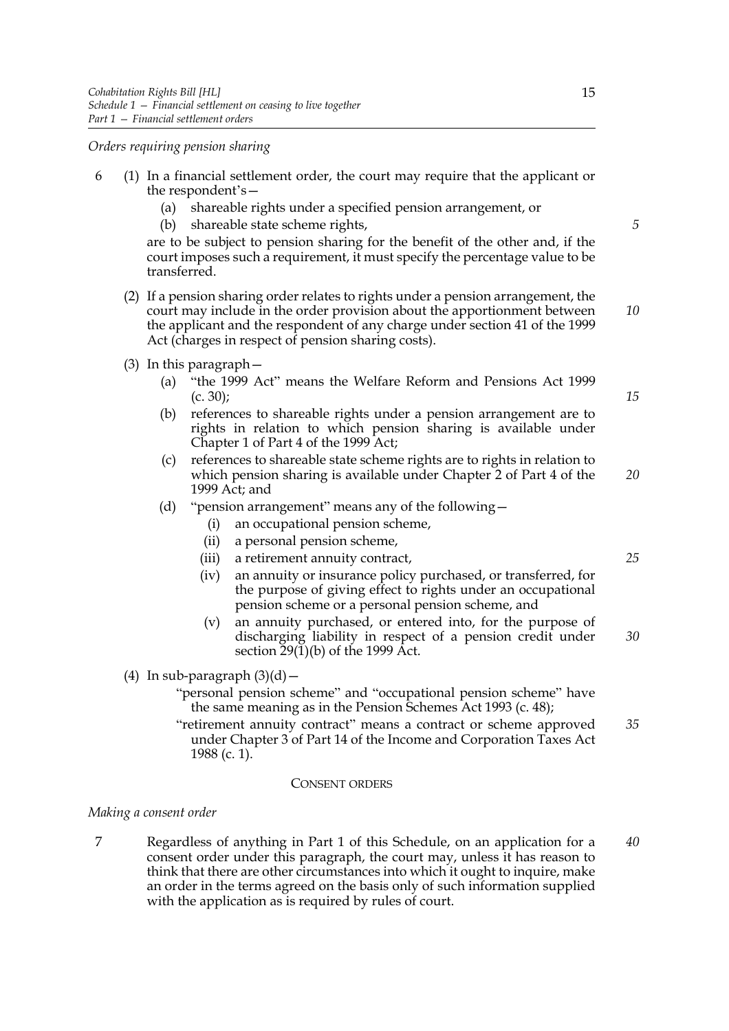*Orders requiring pension sharing*

6 (1) In a financial settlement order, the court may require that the applicant or the respondent's—

(a) shareable rights under a specified pension arrangement, or

(b) shareable state scheme rights,

are to be subject to pension sharing for the benefit of the other and, if the court imposes such a requirement, it must specify the percentage value to be transferred.

(2) If a pension sharing order relates to rights under a pension arrangement, the court may include in the order provision about the apportionment between the applicant and the respondent of any charge under section 41 of the 1999 Act (charges in respect of pension sharing costs).

(3) In this paragraph—

(a) "the 1999 Act" means the Welfare Reform and Pensions Act 1999 (c. 30);

(b) references to shareable rights under a pension arrangement are to rights in relation to which pension sharing is available under Chapter 1 of Part 4 of the 1999 Act;

(c) references to shareable state scheme rights are to rights in relation to which pension sharing is available under Chapter 2 of Part 4 of the 1999 Act; and

(d) "pension arrangement" means any of the following—

(i) an occupational pension scheme,

(ii) a personal pension scheme,

(iii) a retirement annuity contract,

(iv) an annuity or insurance policy purchased, or transferred, for the purpose of giving effect to rights under an occupational pension scheme or a personal pension scheme, and

(v) an annuity purchased, or entered into, for the purpose of discharging liability in respect of a pension credit under section 29(1)(b) of the 1999 Act.

(4) In sub-paragraph (3)(d)—

"personal pension scheme" and "occupational pension scheme" have the same meaning as in the Pension Schemes Act 1993 (c. 48);

"retirement annuity contract" means a contract or scheme approved under Chapter 3 of Part 14 of the Income and Corporation Taxes Act 1988 (c. 1).

CONSENT ORDERS

*Making a consent order*

7 Regardless of anything in Part 1 of this Schedule, on an application for a consent order under this paragraph, the court may, unless it has reason to think that there are other circumstances into which it ought to inquire, make an order in the terms agreed on the basis only of such information supplied with the application as is required by rules of court.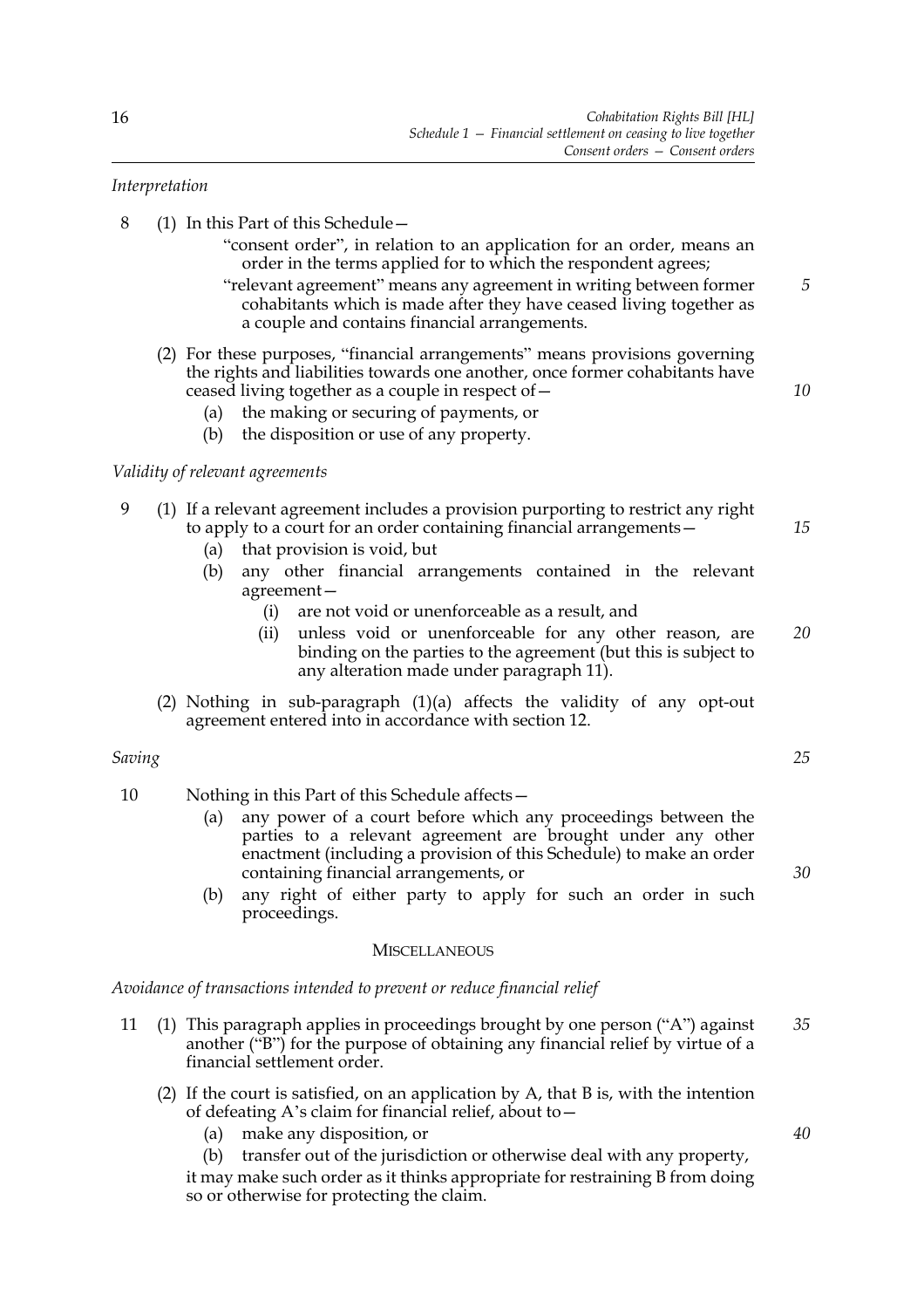*Interpretation*

8 (1) In this Part of this Schedule—

"consent order", in relation to an application for an order, means an order in the terms applied for to which the respondent agrees;

"relevant agreement" means any agreement in writing between former cohabitants which is made after they have ceased living together as a couple and contains financial arrangements.

(2) For these purposes, "financial arrangements" means provisions governing the rights and liabilities towards one another, once former cohabitants have ceased living together as a couple in respect of—

(a) the making or securing of payments, or

(b) the disposition or use of any property.

*Validity of relevant agreements*

9 (1) If a relevant agreement includes a provision purporting to restrict any right to apply to a court for an order containing financial arrangements—

(a) that provision is void, but

(b) any other financial arrangements contained in the relevant agreement—

(i) are not void or unenforceable as a result, and

(ii) unless void or unenforceable for any other reason, are binding on the parties to the agreement (but this is subject to any alteration made under paragraph 11).

(2) Nothing in sub-paragraph (1)(a) affects the validity of any opt-out agreement entered into in accordance with section 12.

*Saving*

10 Nothing in this Part of this Schedule affects—

(a) any power of a court before which any proceedings between the parties to a relevant agreement are brought under any other enactment (including a provision of this Schedule) to make an order containing financial arrangements, or

(b) any right of either party to apply for such an order in such proceedings.

MISCELLANEOUS

*Avoidance of transactions intended to prevent or reduce financial relief*

11 (1) This paragraph applies in proceedings brought by one person ("A") against another ("B") for the purpose of obtaining any financial relief by virtue of a financial settlement order.

(2) If the court is satisfied, on an application by A, that B is, with the intention of defeating A's claim for financial relief, about to—

(a) make any disposition, or

(b) transfer out of the jurisdiction or otherwise deal with any property,

it may make such order as it thinks appropriate for restraining B from doing so or otherwise for protecting the claim.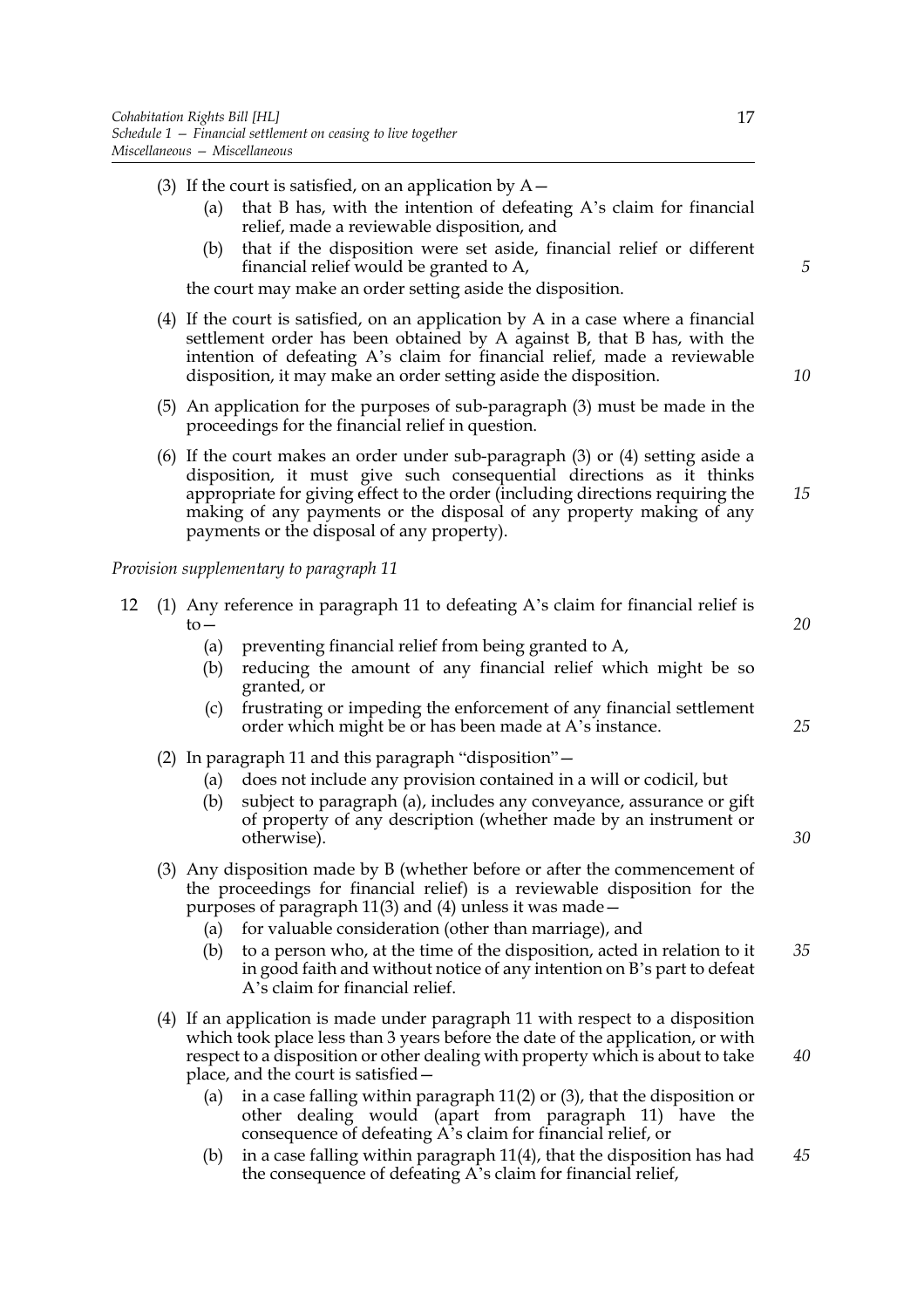(3) If the court is satisfied, on an application by A—

   (a) that B has, with the intention of defeating A's claim for financial relief, made a reviewable disposition, and

   (b) that if the disposition were set aside, financial relief or different financial relief would be granted to A,

the court may make an order setting aside the disposition.

(4) If the court is satisfied, on an application by A in a case where a financial settlement order has been obtained by A against B, that B has, with the intention of defeating A's claim for financial relief, made a reviewable disposition, it may make an order setting aside the disposition.

(5) An application for the purposes of sub-paragraph (3) must be made in the proceedings for the financial relief in question.

(6) If the court makes an order under sub-paragraph (3) or (4) setting aside a disposition, it must give such consequential directions as it thinks appropriate for giving effect to the order (including directions requiring the making of any payments or the disposal of any property making of any payments or the disposal of any property).

*Provision supplementary to paragraph 11*

12 (1) Any reference in paragraph 11 to defeating A's claim for financial relief is to—

   (a) preventing financial relief from being granted to A,

   (b) reducing the amount of any financial relief which might be so granted, or

   (c) frustrating or impeding the enforcement of any financial settlement order which might be or has been made at A's instance.

(2) In paragraph 11 and this paragraph "disposition"—

   (a) does not include any provision contained in a will or codicil, but

   (b) subject to paragraph (a), includes any conveyance, assurance or gift of property of any description (whether made by an instrument or otherwise).

(3) Any disposition made by B (whether before or after the commencement of the proceedings for financial relief) is a reviewable disposition for the purposes of paragraph 11(3) and (4) unless it was made—

   (a) for valuable consideration (other than marriage), and

   (b) to a person who, at the time of the disposition, acted in relation to it in good faith and without notice of any intention on B's part to defeat A's claim for financial relief.

(4) If an application is made under paragraph 11 with respect to a disposition which took place less than 3 years before the date of the application, or with respect to a disposition or other dealing with property which is about to take place, and the court is satisfied—

   (a) in a case falling within paragraph 11(2) or (3), that the disposition or other dealing would (apart from paragraph 11) have the consequence of defeating A's claim for financial relief, or

   (b) in a case falling within paragraph 11(4), that the disposition has had the consequence of defeating A's claim for financial relief,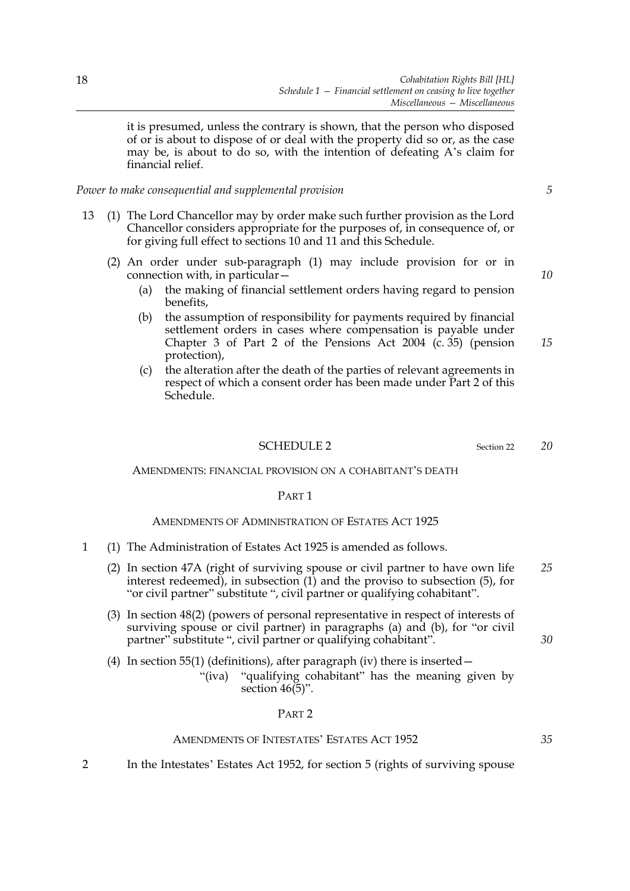it is presumed, unless the contrary is shown, that the person who disposed of or is about to dispose of or deal with the property did so or, as the case may be, is about to do so, with the intention of defeating A's claim for financial relief.

*Power to make consequential and supplemental provision*

13 (1) The Lord Chancellor may by order make such further provision as the Lord Chancellor considers appropriate for the purposes of, in consequence of, or for giving full effect to sections 10 and 11 and this Schedule.

(2) An order under sub-paragraph (1) may include provision for or in connection with, in particular—

(a) the making of financial settlement orders having regard to pension benefits,

(b) the assumption of responsibility for payments required by financial settlement orders in cases where compensation is payable under Chapter 3 of Part 2 of the Pensions Act 2004 (c. 35) (pension protection),

(c) the alteration after the death of the parties of relevant agreements in respect of which a consent order has been made under Part 2 of this Schedule.

## SCHEDULE 2

Section 22

AMENDMENTS: FINANCIAL PROVISION ON A COHABITANT'S DEATH

### PART 1

AMENDMENTS OF ADMINISTRATION OF ESTATES ACT 1925

1 (1) The Administration of Estates Act 1925 is amended as follows.

(2) In section 47A (right of surviving spouse or civil partner to have own life interest redeemed), in subsection (1) and the proviso to subsection (5), for "or civil partner" substitute ", civil partner or qualifying cohabitant".

(3) In section 48(2) (powers of personal representative in respect of interests of surviving spouse or civil partner) in paragraphs (a) and (b), for "or civil partner" substitute ", civil partner or qualifying cohabitant".

(4) In section 55(1) (definitions), after paragraph (iv) there is inserted—

"(iva) "qualifying cohabitant" has the meaning given by section 46(5)".

### PART 2

AMENDMENTS OF INTESTATES' ESTATES ACT 1952

2 In the Intestates' Estates Act 1952, for section 5 (rights of surviving spouse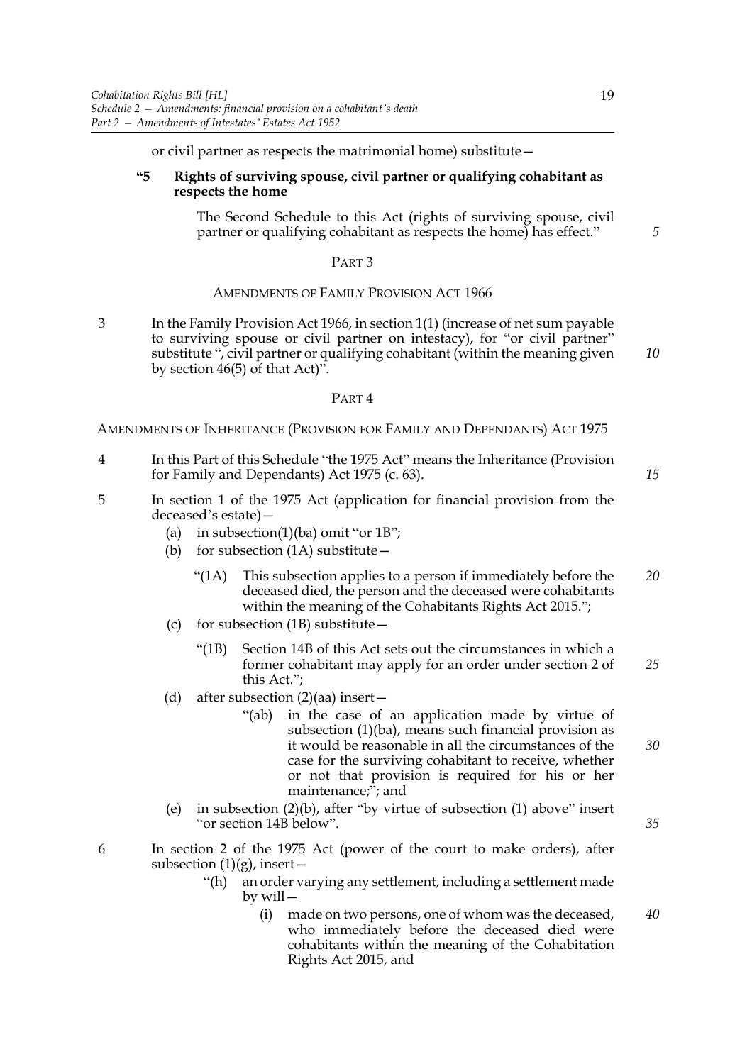or civil partner as respects the matrimonial home) substitute—

**"5 Rights of surviving spouse, civil partner or qualifying cohabitant as respects the home**

The Second Schedule to this Act (rights of surviving spouse, civil partner or qualifying cohabitant as respects the home) has effect."

## PART 3

### AMENDMENTS OF FAMILY PROVISION ACT 1966

3 In the Family Provision Act 1966, in section 1(1) (increase of net sum payable to surviving spouse or civil partner on intestacy), for "or civil partner" substitute ", civil partner or qualifying cohabitant (within the meaning given by section 46(5) of that Act)".

## PART 4

### AMENDMENTS OF INHERITANCE (PROVISION FOR FAMILY AND DEPENDANTS) ACT 1975

4 In this Part of this Schedule "the 1975 Act" means the Inheritance (Provision for Family and Dependants) Act 1975 (c. 63).

5 In section 1 of the 1975 Act (application for financial provision from the deceased's estate)—

(a) in subsection(1)(ba) omit "or 1B";

(b) for subsection (1A) substitute—

"(1A) This subsection applies to a person if immediately before the deceased died, the person and the deceased were cohabitants within the meaning of the Cohabitants Rights Act 2015.";

(c) for subsection (1B) substitute—

"(1B) Section 14B of this Act sets out the circumstances in which a former cohabitant may apply for an order under section 2 of this Act.";

(d) after subsection (2)(aa) insert—

"(ab) in the case of an application made by virtue of subsection (1)(ba), means such financial provision as it would be reasonable in all the circumstances of the case for the surviving cohabitant to receive, whether or not that provision is required for his or her maintenance;"; and

(e) in subsection (2)(b), after "by virtue of subsection (1) above" insert "or section 14B below".

6 In section 2 of the 1975 Act (power of the court to make orders), after subsection (1)(g), insert—

"(h) an order varying any settlement, including a settlement made by will—

(i) made on two persons, one of whom was the deceased, who immediately before the deceased died were cohabitants within the meaning of the Cohabitation Rights Act 2015, and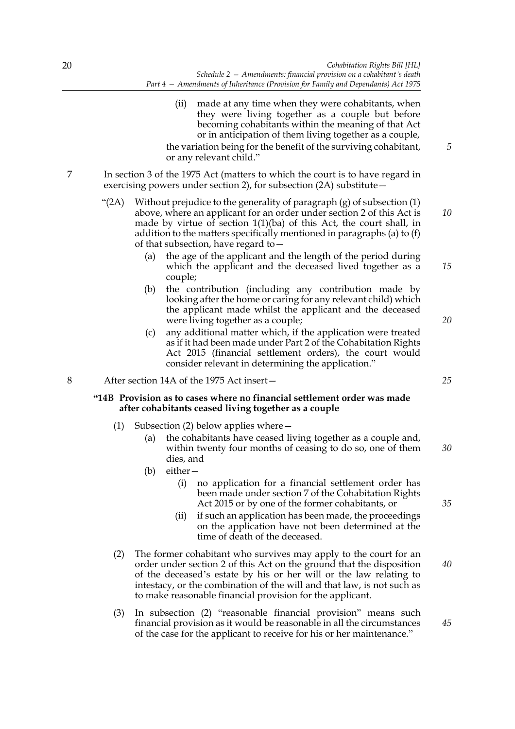(ii) made at any time when they were cohabitants, when they were living together as a couple but before becoming cohabitants within the meaning of that Act or in anticipation of them living together as a couple,

the variation being for the benefit of the surviving cohabitant, or any relevant child."

7 In section 3 of the 1975 Act (matters to which the court is to have regard in exercising powers under section 2), for subsection (2A) substitute—

"(2A) Without prejudice to the generality of paragraph (g) of subsection (1) above, where an applicant for an order under section 2 of this Act is made by virtue of section 1(1)(ba) of this Act, the court shall, in addition to the matters specifically mentioned in paragraphs (a) to (f) of that subsection, have regard to—

(a) the age of the applicant and the length of the period during which the applicant and the deceased lived together as a couple;

(b) the contribution (including any contribution made by looking after the home or caring for any relevant child) which the applicant made whilst the applicant and the deceased were living together as a couple;

(c) any additional matter which, if the application were treated as if it had been made under Part 2 of the Cohabitation Rights Act 2015 (financial settlement orders), the court would consider relevant in determining the application."

8 After section 14A of the 1975 Act insert—

**"14B Provision as to cases where no financial settlement order was made after cohabitants ceased living together as a couple**

(1) Subsection (2) below applies where—

(a) the cohabitants have ceased living together as a couple and, within twenty four months of ceasing to do so, one of them dies, and

(b) either—

(i) no application for a financial settlement order has been made under section 7 of the Cohabitation Rights Act 2015 or by one of the former cohabitants, or

(ii) if such an application has been made, the proceedings on the application have not been determined at the time of death of the deceased.

(2) The former cohabitant who survives may apply to the court for an order under section 2 of this Act on the ground that the disposition of the deceased's estate by his or her will or the law relating to intestacy, or the combination of the will and that law, is not such as to make reasonable financial provision for the applicant.

(3) In subsection (2) "reasonable financial provision" means such financial provision as it would be reasonable in all the circumstances of the case for the applicant to receive for his or her maintenance."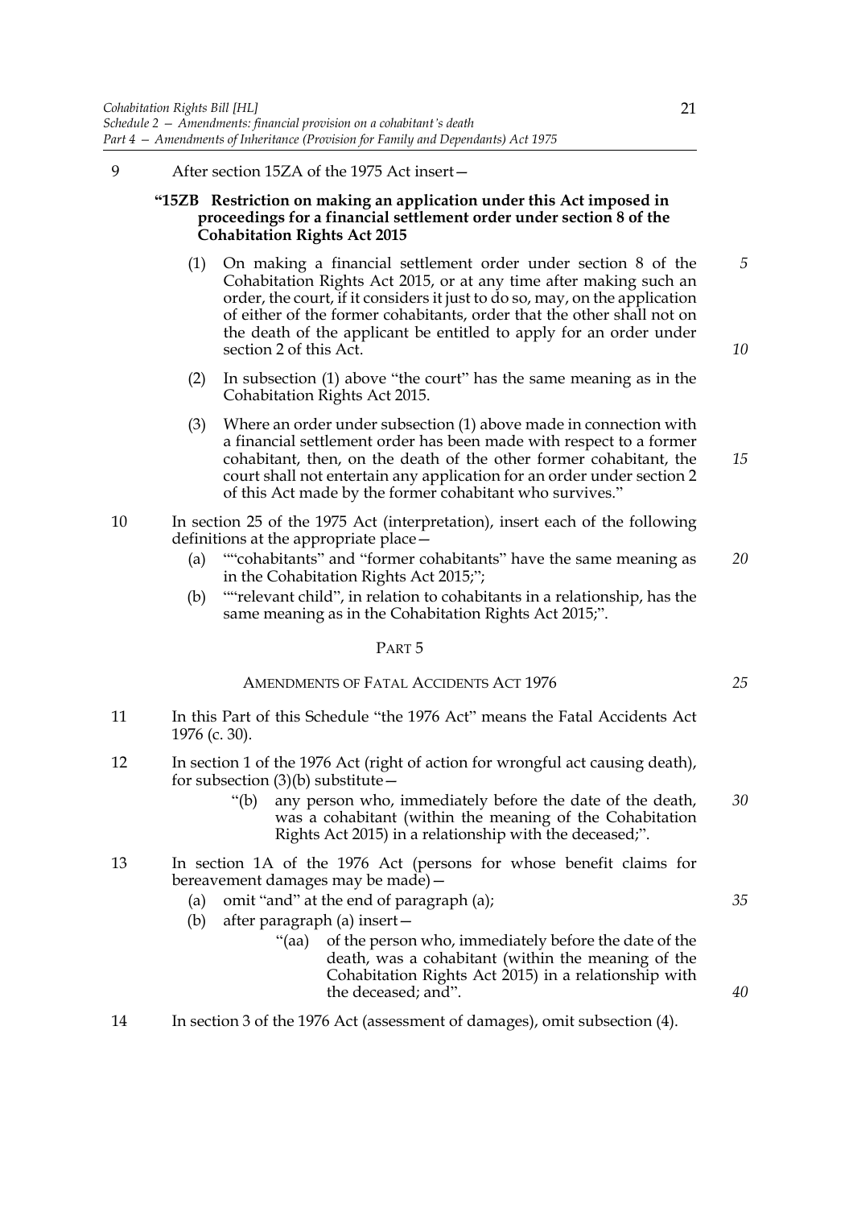9 After section 15ZA of the 1975 Act insert—

**"15ZB Restriction on making an application under this Act imposed in proceedings for a financial settlement order under section 8 of the Cohabitation Rights Act 2015**

(1) On making a financial settlement order under section 8 of the Cohabitation Rights Act 2015, or at any time after making such an order, the court, if it considers it just to do so, may, on the application of either of the former cohabitants, order that the other shall not on the death of the applicant be entitled to apply for an order under section 2 of this Act.

(2) In subsection (1) above "the court" has the same meaning as in the Cohabitation Rights Act 2015.

(3) Where an order under subsection (1) above made in connection with a financial settlement order has been made with respect to a former cohabitant, then, on the death of the other former cohabitant, the court shall not entertain any application for an order under section 2 of this Act made by the former cohabitant who survives."

10 In section 25 of the 1975 Act (interpretation), insert each of the following definitions at the appropriate place—

(a) ""cohabitants" and "former cohabitants" have the same meaning as in the Cohabitation Rights Act 2015;";

(b) ""relevant child", in relation to cohabitants in a relationship, has the same meaning as in the Cohabitation Rights Act 2015;".

## PART 5

### AMENDMENTS OF FATAL ACCIDENTS ACT 1976

11 In this Part of this Schedule "the 1976 Act" means the Fatal Accidents Act 1976 (c. 30).

12 In section 1 of the 1976 Act (right of action for wrongful act causing death), for subsection (3)(b) substitute—

"(b) any person who, immediately before the date of the death, was a cohabitant (within the meaning of the Cohabitation Rights Act 2015) in a relationship with the deceased;".

13 In section 1A of the 1976 Act (persons for whose benefit claims for bereavement damages may be made)—

(a) omit "and" at the end of paragraph (a);

(b) after paragraph (a) insert—

"(aa) of the person who, immediately before the date of the death, was a cohabitant (within the meaning of the Cohabitation Rights Act 2015) in a relationship with the deceased; and".

14 In section 3 of the 1976 Act (assessment of damages), omit subsection (4).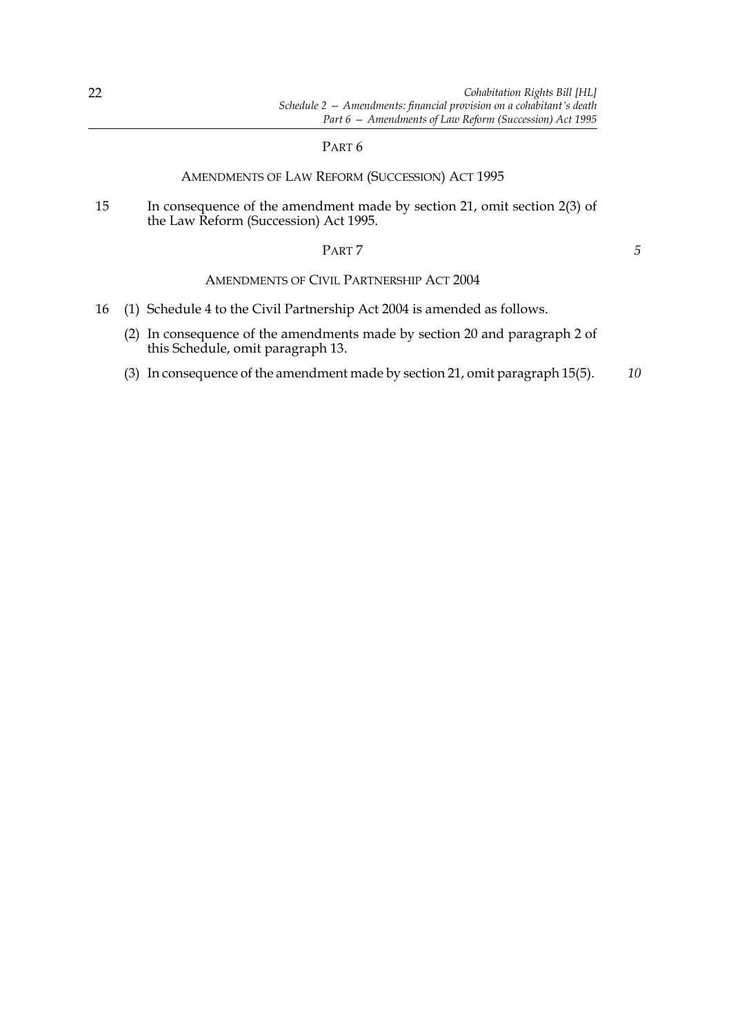PART 6

AMENDMENTS OF LAW REFORM (SUCCESSION) ACT 1995

15 In consequence of the amendment made by section 21, omit section 2(3) of the Law Reform (Succession) Act 1995.

PART 7

AMENDMENTS OF CIVIL PARTNERSHIP ACT 2004

16 (1) Schedule 4 to the Civil Partnership Act 2004 is amended as follows.

(2) In consequence of the amendments made by section 20 and paragraph 2 of this Schedule, omit paragraph 13.

(3) In consequence of the amendment made by section 21, omit paragraph 15(5).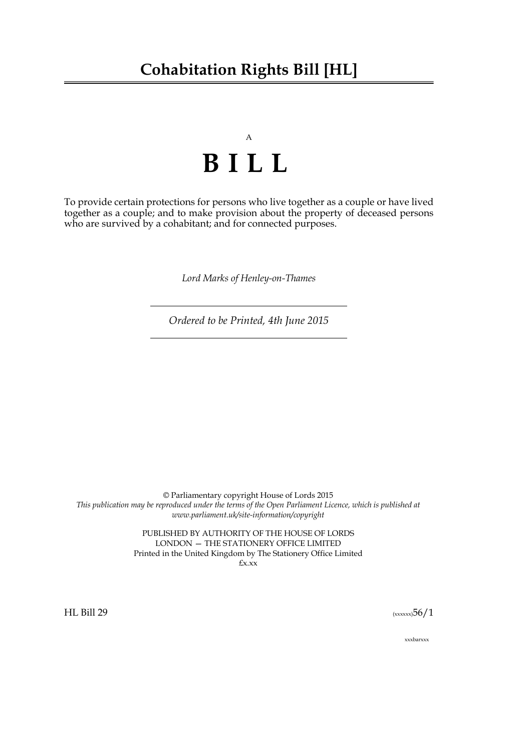# Cohabitation Rights Bill [HL]

A

# B I L L

To provide certain protections for persons who live together as a couple or have lived together as a couple; and to make provision about the property of deceased persons who are survived by a cohabitant; and for connected purposes.

*Lord Marks of Henley-on-Thames*

*Ordered to be Printed, 4th June 2015*

© Parliamentary copyright House of Lords 2015
*This publication may be reproduced under the terms of the Open Parliament Licence, which is published at www.parliament.uk/site-information/copyright*

PUBLISHED BY AUTHORITY OF THE HOUSE OF LORDS
LONDON — THE STATIONERY OFFICE LIMITED
Printed in the United Kingdom by The Stationery Office Limited
£x.xx

HL Bill 29

(xxxxxx)56/1

xxxbarxxx